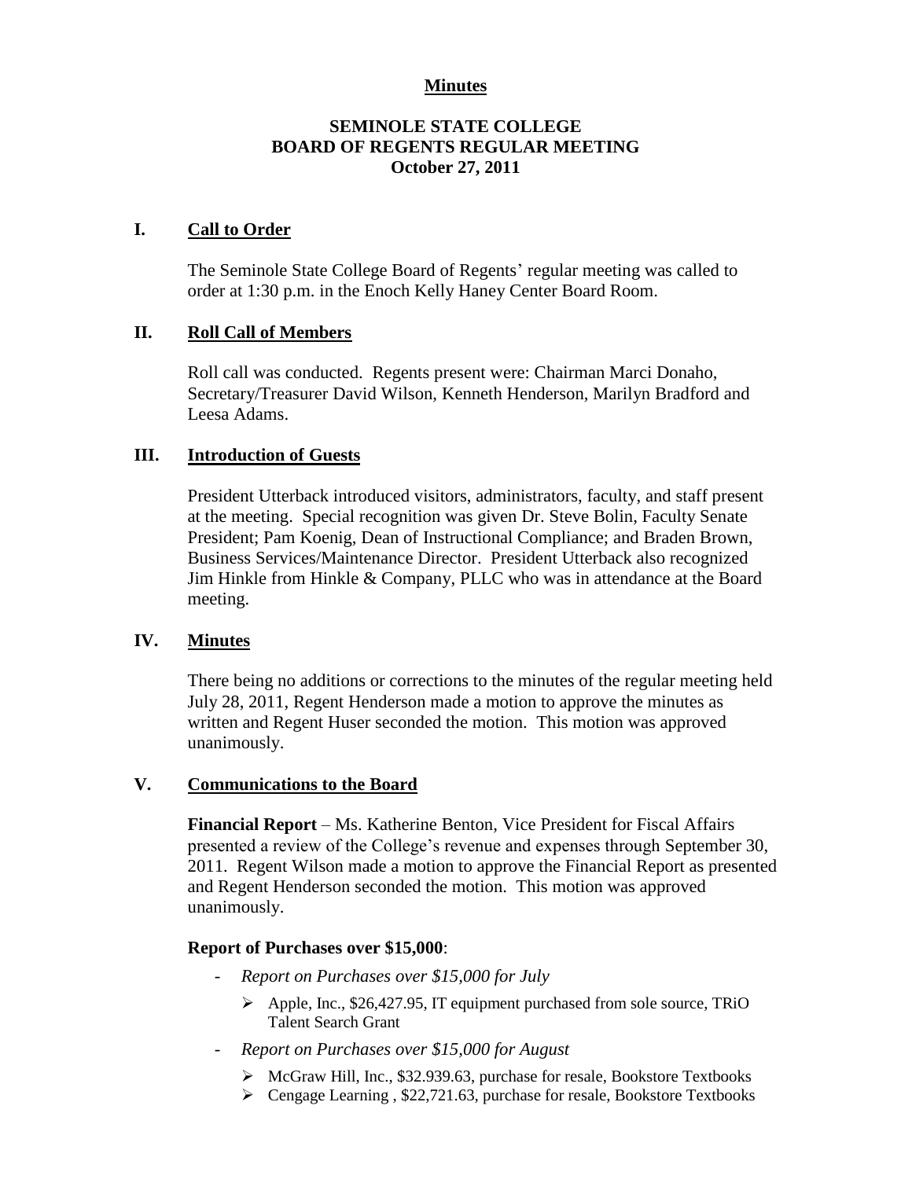**Minutes**

# SEMINOLE STATE COLLEGE
# BOARD OF REGENTS REGULAR MEETING
# October 27, 2011

## I. Call to Order

The Seminole State College Board of Regents' regular meeting was called to order at 1:30 p.m. in the Enoch Kelly Haney Center Board Room.

## II. Roll Call of Members

Roll call was conducted. Regents present were: Chairman Marci Donaho, Secretary/Treasurer David Wilson, Kenneth Henderson, Marilyn Bradford and Leesa Adams.

## III. Introduction of Guests

President Utterback introduced visitors, administrators, faculty, and staff present at the meeting. Special recognition was given Dr. Steve Bolin, Faculty Senate President; Pam Koenig, Dean of Instructional Compliance; and Braden Brown, Business Services/Maintenance Director. President Utterback also recognized Jim Hinkle from Hinkle & Company, PLLC who was in attendance at the Board meeting.

## IV. Minutes

There being no additions or corrections to the minutes of the regular meeting held July 28, 2011, Regent Henderson made a motion to approve the minutes as written and Regent Huser seconded the motion. This motion was approved unanimously.

## V. Communications to the Board

**Financial Report** – Ms. Katherine Benton, Vice President for Fiscal Affairs presented a review of the College's revenue and expenses through September 30, 2011. Regent Wilson made a motion to approve the Financial Report as presented and Regent Henderson seconded the motion. This motion was approved unanimously.

**Report of Purchases over $15,000**:

- *Report on Purchases over $15,000 for July*
  - Apple, Inc., $26,427.95, IT equipment purchased from sole source, TRiO Talent Search Grant
- *Report on Purchases over $15,000 for August*
  - McGraw Hill, Inc., $32.939.63, purchase for resale, Bookstore Textbooks
  - Cengage Learning , $22,721.63, purchase for resale, Bookstore Textbooks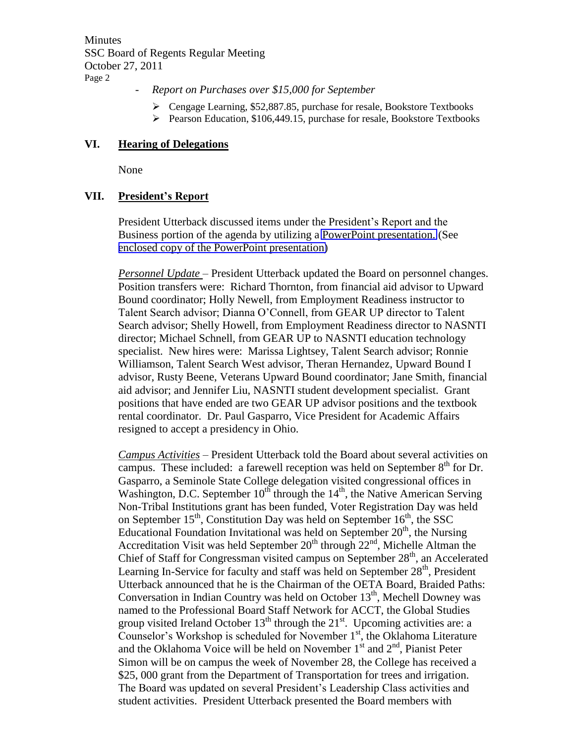- *Report on Purchases over $15,000 for September*

    - Cengage Learning, $52,887.85, purchase for resale, Bookstore Textbooks
    - Pearson Education, $106,449.15, purchase for resale, Bookstore Textbooks

## VI. Hearing of Delegations

None

## VII. President's Report

President Utterback discussed items under the President's Report and the Business portion of the agenda by utilizing a PowerPoint presentation. (See enclosed copy of the PowerPoint presentation)

*Personnel Update* – President Utterback updated the Board on personnel changes. Position transfers were: Richard Thornton, from financial aid advisor to Upward Bound coordinator; Holly Newell, from Employment Readiness instructor to Talent Search advisor; Dianna O'Connell, from GEAR UP director to Talent Search advisor; Shelly Howell, from Employment Readiness director to NASNTI director; Michael Schnell, from GEAR UP to NASNTI education technology specialist. New hires were: Marissa Lightsey, Talent Search advisor; Ronnie Williamson, Talent Search West advisor, Theran Hernandez, Upward Bound I advisor, Rusty Beene, Veterans Upward Bound coordinator; Jane Smith, financial aid advisor; and Jennifer Liu, NASNTI student development specialist. Grant positions that have ended are two GEAR UP advisor positions and the textbook rental coordinator. Dr. Paul Gasparro, Vice President for Academic Affairs resigned to accept a presidency in Ohio.

*Campus Activities* – President Utterback told the Board about several activities on campus. These included: a farewell reception was held on September 8th for Dr. Gasparro, a Seminole State College delegation visited congressional offices in Washington, D.C. September 10th through the 14th, the Native American Serving Non-Tribal Institutions grant has been funded, Voter Registration Day was held on September 15th, Constitution Day was held on September 16th, the SSC Educational Foundation Invitational was held on September 20th, the Nursing Accreditation Visit was held September 20th through 22nd, Michelle Altman the Chief of Staff for Congressman visited campus on September 28th, an Accelerated Learning In-Service for faculty and staff was held on September 28th, President Utterback announced that he is the Chairman of the OETA Board, Braided Paths: Conversation in Indian Country was held on October 13th, Mechell Downey was named to the Professional Board Staff Network for ACCT, the Global Studies group visited Ireland October 13th through the 21st. Upcoming activities are: a Counselor's Workshop is scheduled for November 1st, the Oklahoma Literature and the Oklahoma Voice will be held on November 1st and 2nd, Pianist Peter Simon will be on campus the week of November 28, the College has received a $25, 000 grant from the Department of Transportation for trees and irrigation. The Board was updated on several President's Leadership Class activities and student activities. President Utterback presented the Board members with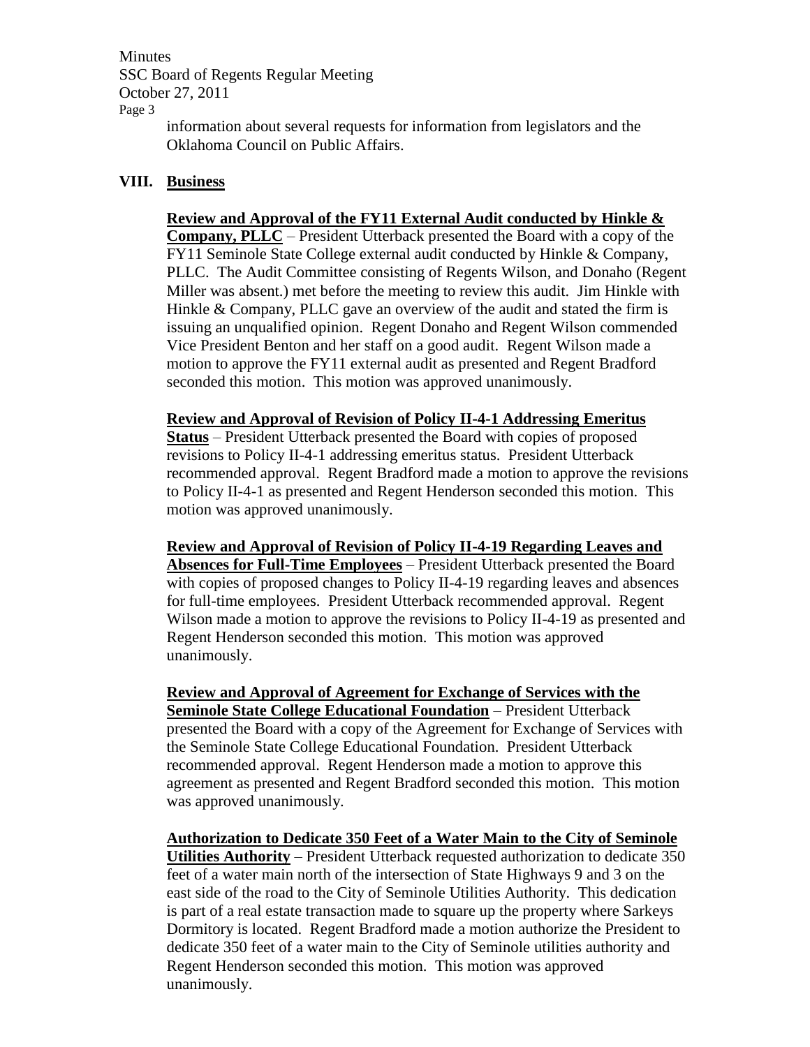information about several requests for information from legislators and the Oklahoma Council on Public Affairs.

## VIII. Business

**Review and Approval of the FY11 External Audit conducted by Hinkle & Company, PLLC** – President Utterback presented the Board with a copy of the FY11 Seminole State College external audit conducted by Hinkle & Company, PLLC. The Audit Committee consisting of Regents Wilson, and Donaho (Regent Miller was absent.) met before the meeting to review this audit. Jim Hinkle with Hinkle & Company, PLLC gave an overview of the audit and stated the firm is issuing an unqualified opinion. Regent Donaho and Regent Wilson commended Vice President Benton and her staff on a good audit. Regent Wilson made a motion to approve the FY11 external audit as presented and Regent Bradford seconded this motion. This motion was approved unanimously.

**Review and Approval of Revision of Policy II-4-1 Addressing Emeritus Status** – President Utterback presented the Board with copies of proposed revisions to Policy II-4-1 addressing emeritus status. President Utterback recommended approval. Regent Bradford made a motion to approve the revisions to Policy II-4-1 as presented and Regent Henderson seconded this motion. This motion was approved unanimously.

**Review and Approval of Revision of Policy II-4-19 Regarding Leaves and Absences for Full-Time Employees** – President Utterback presented the Board with copies of proposed changes to Policy II-4-19 regarding leaves and absences for full-time employees. President Utterback recommended approval. Regent Wilson made a motion to approve the revisions to Policy II-4-19 as presented and Regent Henderson seconded this motion. This motion was approved unanimously.

**Review and Approval of Agreement for Exchange of Services with the Seminole State College Educational Foundation** – President Utterback presented the Board with a copy of the Agreement for Exchange of Services with the Seminole State College Educational Foundation. President Utterback recommended approval. Regent Henderson made a motion to approve this agreement as presented and Regent Bradford seconded this motion. This motion was approved unanimously.

**Authorization to Dedicate 350 Feet of a Water Main to the City of Seminole Utilities Authority** – President Utterback requested authorization to dedicate 350 feet of a water main north of the intersection of State Highways 9 and 3 on the east side of the road to the City of Seminole Utilities Authority. This dedication is part of a real estate transaction made to square up the property where Sarkeys Dormitory is located. Regent Bradford made a motion authorize the President to dedicate 350 feet of a water main to the City of Seminole utilities authority and Regent Henderson seconded this motion. This motion was approved unanimously.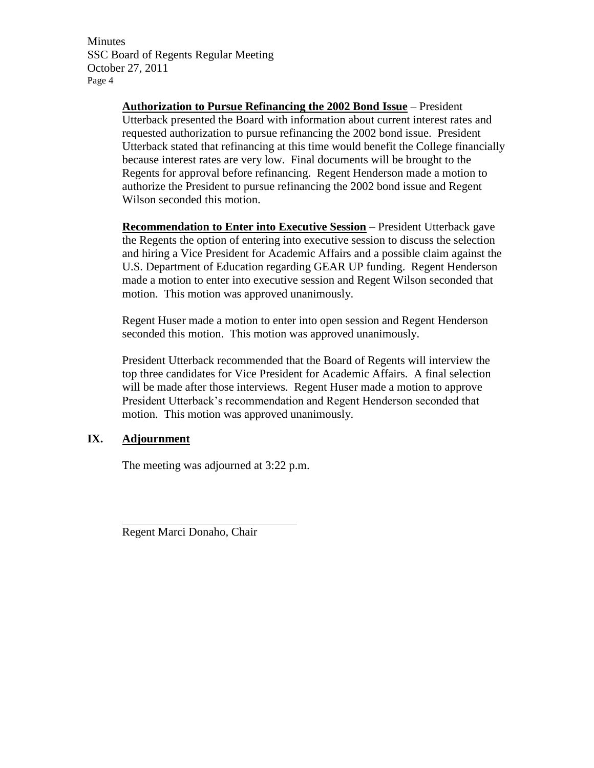**Authorization to Pursue Refinancing the 2002 Bond Issue** – President Utterback presented the Board with information about current interest rates and requested authorization to pursue refinancing the 2002 bond issue. President Utterback stated that refinancing at this time would benefit the College financially because interest rates are very low. Final documents will be brought to the Regents for approval before refinancing. Regent Henderson made a motion to authorize the President to pursue refinancing the 2002 bond issue and Regent Wilson seconded this motion.

**Recommendation to Enter into Executive Session** – President Utterback gave the Regents the option of entering into executive session to discuss the selection and hiring a Vice President for Academic Affairs and a possible claim against the U.S. Department of Education regarding GEAR UP funding. Regent Henderson made a motion to enter into executive session and Regent Wilson seconded that motion. This motion was approved unanimously.

Regent Huser made a motion to enter into open session and Regent Henderson seconded this motion. This motion was approved unanimously.

President Utterback recommended that the Board of Regents will interview the top three candidates for Vice President for Academic Affairs. A final selection will be made after those interviews. Regent Huser made a motion to approve President Utterback's recommendation and Regent Henderson seconded that motion. This motion was approved unanimously.

## IX. Adjournment

The meeting was adjourned at 3:22 p.m.

\_\_\_\_\_\_\_\_\_\_\_\_\_\_\_\_\_\_\_\_\_\_\_\_\_\_\_\_\_\_

Regent Marci Donaho, Chair